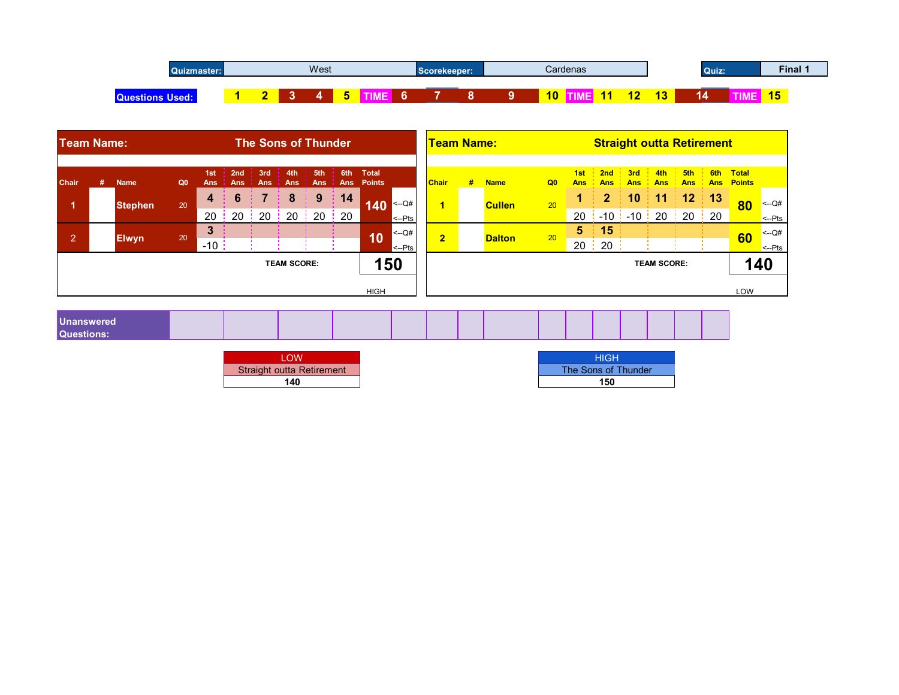| Quizmaster: | West | Scorekeeper: | Cardenas | Quiz: | Final 1 |
|---|---|---|---|---|---|

| Questions Used: | 1 | 2 | 3 | 4 | 5 | TIME | 6 | 7 | 8 | 9 | 10 | TIME | 11 | 12 | 13 | 14 | TIME | 15 |
|---|---|---|---|---|---|---|---|---|---|---|---|---|---|---|---|---|---|---|

**Team Name: The Sons of Thunder**

| Chair | # | Name | Q0 | 1st Ans | 2nd Ans | 3rd Ans | 4th Ans | 5th Ans | 6th Ans | Total Points | |
|---|---|---|---|---|---|---|---|---|---|---|---|
| 1 | | Stephen | 20 | 4 | 6 | 7 | 8 | 9 | 14 | 140 | <--Q# |
| | | | | 20 | 20 | 20 | 20 | 20 | 20 | | <--Pts |
| 2 | | Elwyn | 20 | 3 | | | | | | 10 | <--Q# |
| | | | | -10 | | | | | | | <--Pts |
| | | | | | | | | | TEAM SCORE: | 150 | |
| | | | | | | | | | | HIGH | |

**Team Name: Straight outta Retirement**

| Chair | # | Name | Q0 | 1st Ans | 2nd Ans | 3rd Ans | 4th Ans | 5th Ans | 6th Ans | Total Points | |
|---|---|---|---|---|---|---|---|---|---|---|---|
| 1 | | Cullen | 20 | 1 | 2 | 10 | 11 | 12 | 13 | 80 | <--Q# |
| | | | | 20 | -10 | -10 | 20 | 20 | 20 | | <--Pts |
| 2 | | Dalton | 20 | 5 | 15 | | | | | 60 | <--Q# |
| | | | | 20 | 20 | | | | | | <--Pts |
| | | | | | | | | | TEAM SCORE: | 140 | |
| | | | | | | | | | | LOW | |

**Unanswered Questions:**

| LOW |
|---|
| Straight outta Retirement |
| 140 |

| HIGH |
|---|
| The Sons of Thunder |
| 150 |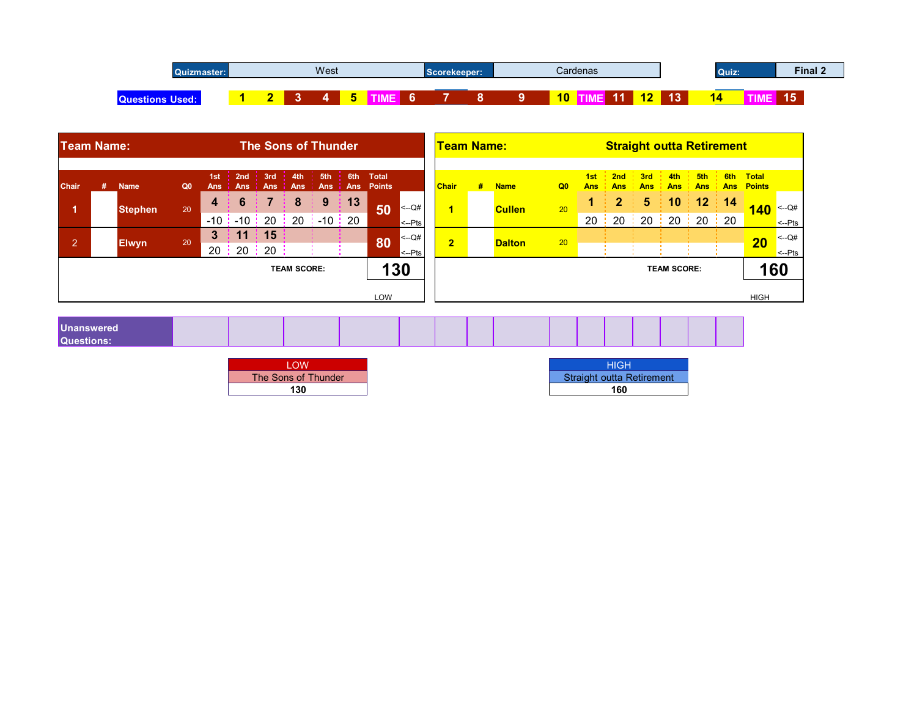| Quizmaster: | West | Scorekeeper: | Cardenas | Quiz: | Final 2 |
|---|---|---|---|---|---|

**Questions Used:** 1 | 2 | 3 | 4 | 5 | TIME | 6 | 7 | 8 | 9 | 10 | TIME | 11 | 12 | 13 | 14 | TIME | 15

**Team Name: The Sons of Thunder**

| Chair | # | Name | Q0 | 1st Ans | 2nd Ans | 3rd Ans | 4th Ans | 5th Ans | 6th Ans | Total Points | |
|---|---|---|---|---|---|---|---|---|---|---|---|
| 1 | | Stephen | 20 | 4 | 6 | 7 | 8 | 9 | 13 | 50 | <--Q# |
| | | | | -10 | -10 | 20 | 20 | -10 | 20 | | <--Pts |
| 2 | | Elwyn | 20 | 3 | 11 | 15 | | | | 80 | <--Q# |
| | | | | 20 | 20 | 20 | | | | | <--Pts |
| | | | | | | | | | TEAM SCORE: | 130 | |
| | | | | | | | | | | LOW | |

**Team Name: Straight outta Retirement**

| Chair | # | Name | Q0 | 1st Ans | 2nd Ans | 3rd Ans | 4th Ans | 5th Ans | 6th Ans | Total Points | |
|---|---|---|---|---|---|---|---|---|---|---|---|
| 1 | | Cullen | 20 | 1 | 2 | 5 | 10 | 12 | 14 | 140 | <--Q# |
| | | | | 20 | 20 | 20 | 20 | 20 | 20 | | <--Pts |
| 2 | | Dalton | 20 | | | | | | | 20 | <--Q# |
| | | | | | | | | | | | <--Pts |
| | | | | | | | | | TEAM SCORE: | 160 | |
| | | | | | | | | | | HIGH | |

**Unanswered Questions:**

| LOW |
|---|
| The Sons of Thunder |
| 130 |

| HIGH |
|---|
| Straight outta Retirement |
| 160 |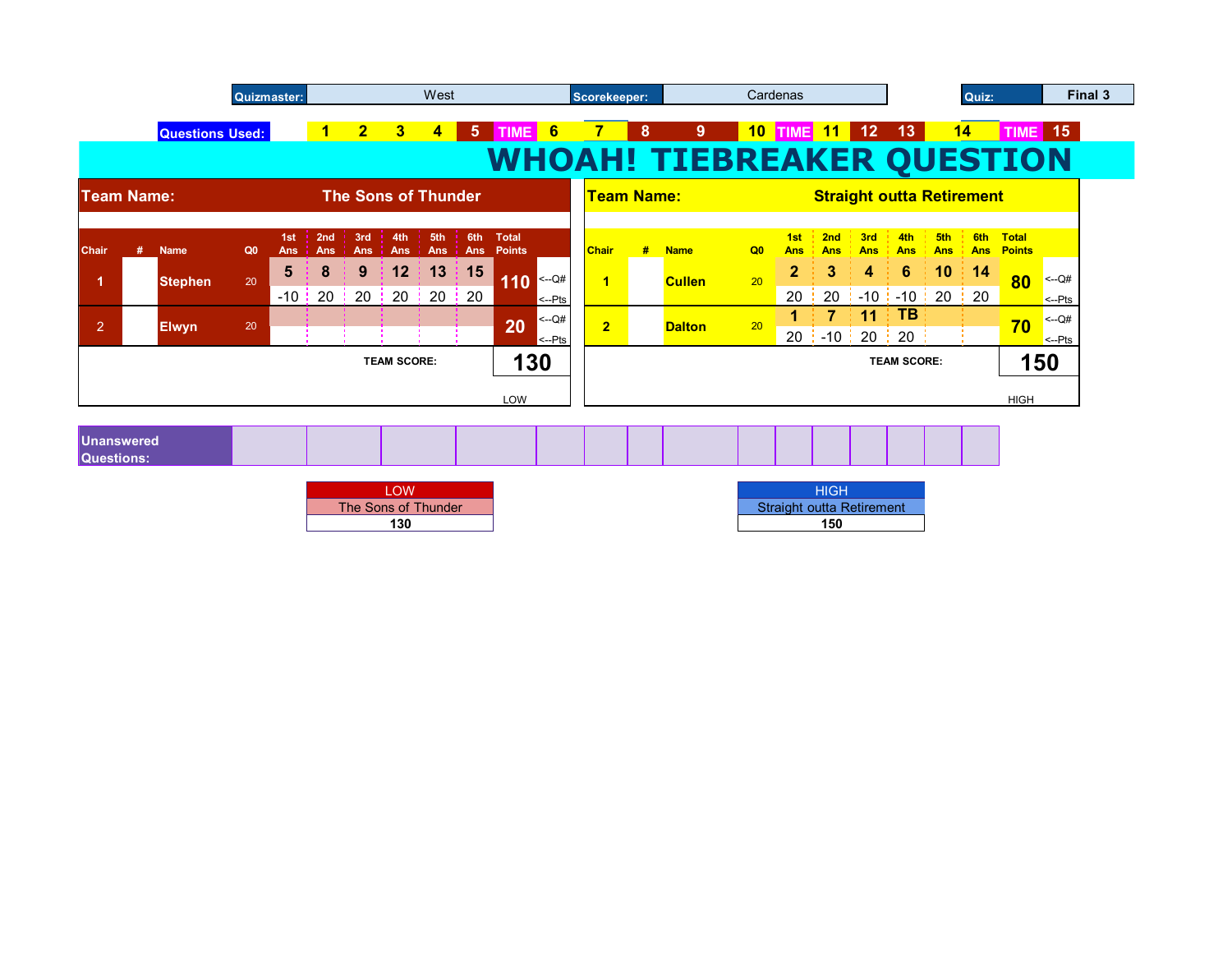| Quizmaster: | West | Scorekeeper: | Cardenas | Quiz: | Final 3 |
|---|---|---|---|---|---|

**Questions Used:** 1 | 2 | 3 | 4 | 5 | TIME | 6 | 7 | 8 | 9 | 10 | TIME | 11 | 12 | 13 | 14 | TIME | 15

# WHOAH! TIEBREAKER QUESTION

**Team Name: The Sons of Thunder**

| Chair | # | Name | Q0 | 1st Ans | 2nd Ans | 3rd Ans | 4th Ans | 5th Ans | 6th Ans | Total Points | |
|---|---|---|---|---|---|---|---|---|---|---|---|
| 1 | | Stephen | 20 | 5 | 8 | 9 | 12 | 13 | 15 | 110 | <--Q# |
| | | | | -10 | 20 | 20 | 20 | 20 | 20 | | <--Pts |
| 2 | | Elwyn | 20 | | | | | | | 20 | <--Q# |
| | | | | | | | | | | | <--Pts |
| | | | | | | | | TEAM SCORE: | | 130 | |
| | | | | | | | | | | LOW | |

**Team Name: Straight outta Retirement**

| Chair | # | Name | Q0 | 1st Ans | 2nd Ans | 3rd Ans | 4th Ans | 5th Ans | 6th Ans | Total Points | |
|---|---|---|---|---|---|---|---|---|---|---|---|
| 1 | | Cullen | 20 | 2 | 3 | 4 | 6 | 10 | 14 | 80 | <--Q# |
| | | | | 20 | 20 | -10 | -10 | 20 | 20 | | <--Pts |
| 2 | | Dalton | 20 | 1 | 7 | 11 | TB | | | 70 | <--Q# |
| | | | | 20 | -10 | 20 | 20 | | | | <--Pts |
| | | | | | | | | TEAM SCORE: | | 150 | |
| | | | | | | | | | | HIGH | |

**Unanswered Questions:**

| LOW |
|---|
| The Sons of Thunder |
| 130 |

| HIGH |
|---|
| Straight outta Retirement |
| 150 |